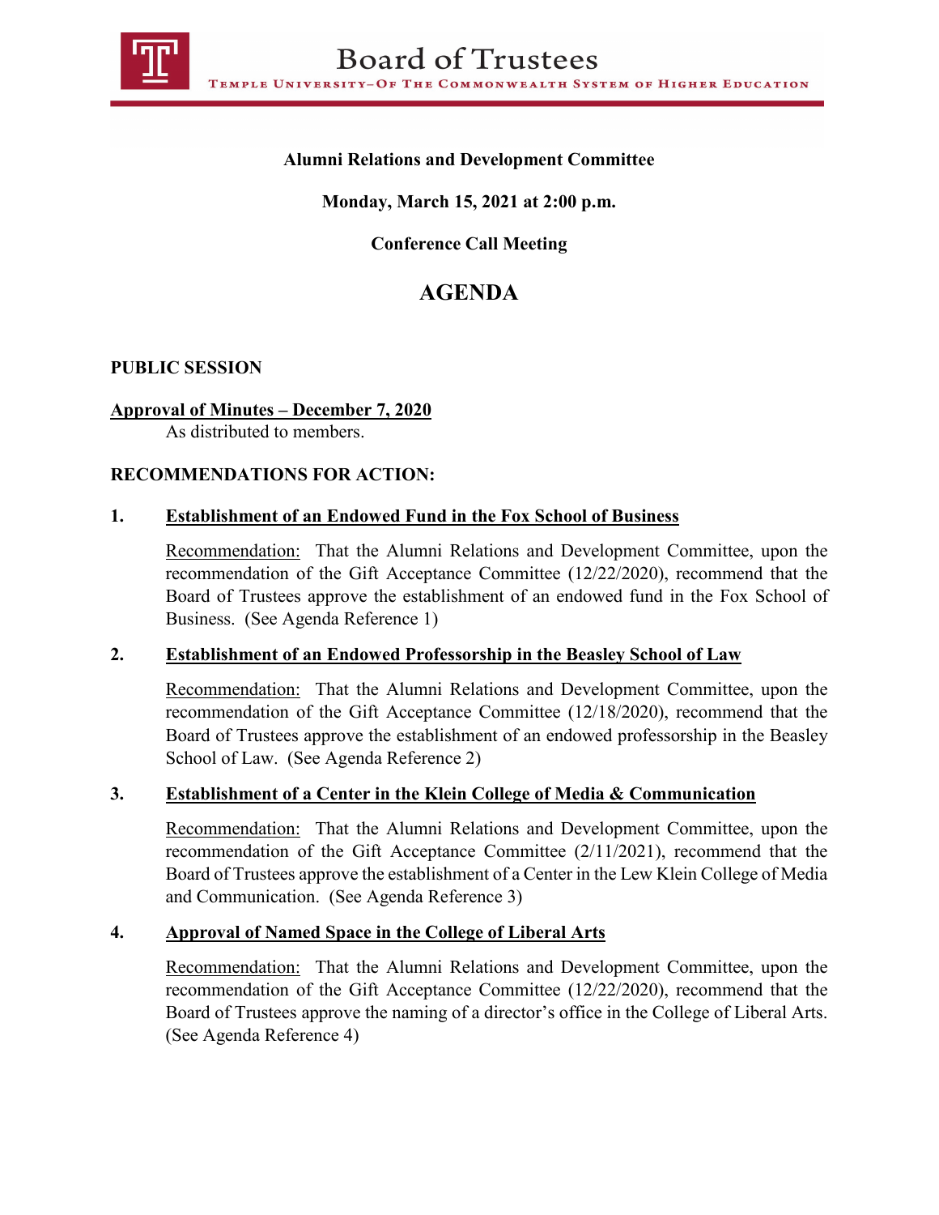# Board of Trustees

TEMPLE UNIVERSITY–OF THE COMMONWEALTH SYSTEM OF HIGHER EDUCATION

**Alumni Relations and Development Committee**

**Monday, March 15, 2021 at 2:00 p.m.**

**Conference Call Meeting**

## AGENDA

**PUBLIC SESSION**

**Approval of Minutes – December 7, 2020**
As distributed to members.

**RECOMMENDATIONS FOR ACTION:**

**1. Establishment of an Endowed Fund in the Fox School of Business**

Recommendation: That the Alumni Relations and Development Committee, upon the recommendation of the Gift Acceptance Committee (12/22/2020), recommend that the Board of Trustees approve the establishment of an endowed fund in the Fox School of Business. (See Agenda Reference 1)

**2. Establishment of an Endowed Professorship in the Beasley School of Law**

Recommendation: That the Alumni Relations and Development Committee, upon the recommendation of the Gift Acceptance Committee (12/18/2020), recommend that the Board of Trustees approve the establishment of an endowed professorship in the Beasley School of Law. (See Agenda Reference 2)

**3. Establishment of a Center in the Klein College of Media & Communication**

Recommendation: That the Alumni Relations and Development Committee, upon the recommendation of the Gift Acceptance Committee (2/11/2021), recommend that the Board of Trustees approve the establishment of a Center in the Lew Klein College of Media and Communication. (See Agenda Reference 3)

**4. Approval of Named Space in the College of Liberal Arts**

Recommendation: That the Alumni Relations and Development Committee, upon the recommendation of the Gift Acceptance Committee (12/22/2020), recommend that the Board of Trustees approve the naming of a director's office in the College of Liberal Arts. (See Agenda Reference 4)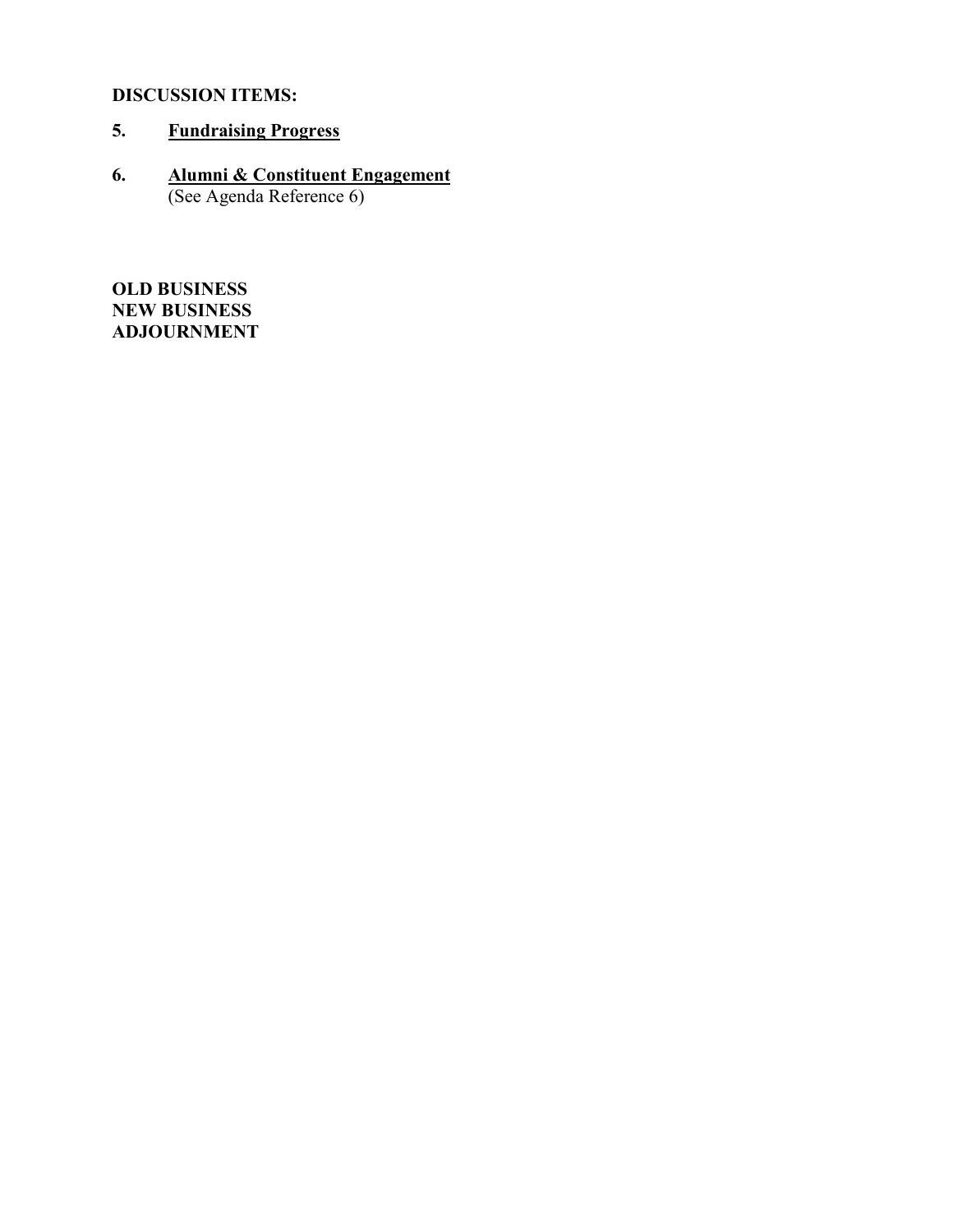**DISCUSSION ITEMS:**

5. **Fundraising Progress**

6. **Alumni & Constituent Engagement**
   (See Agenda Reference 6)

**OLD BUSINESS**
**NEW BUSINESS**
**ADJOURNMENT**